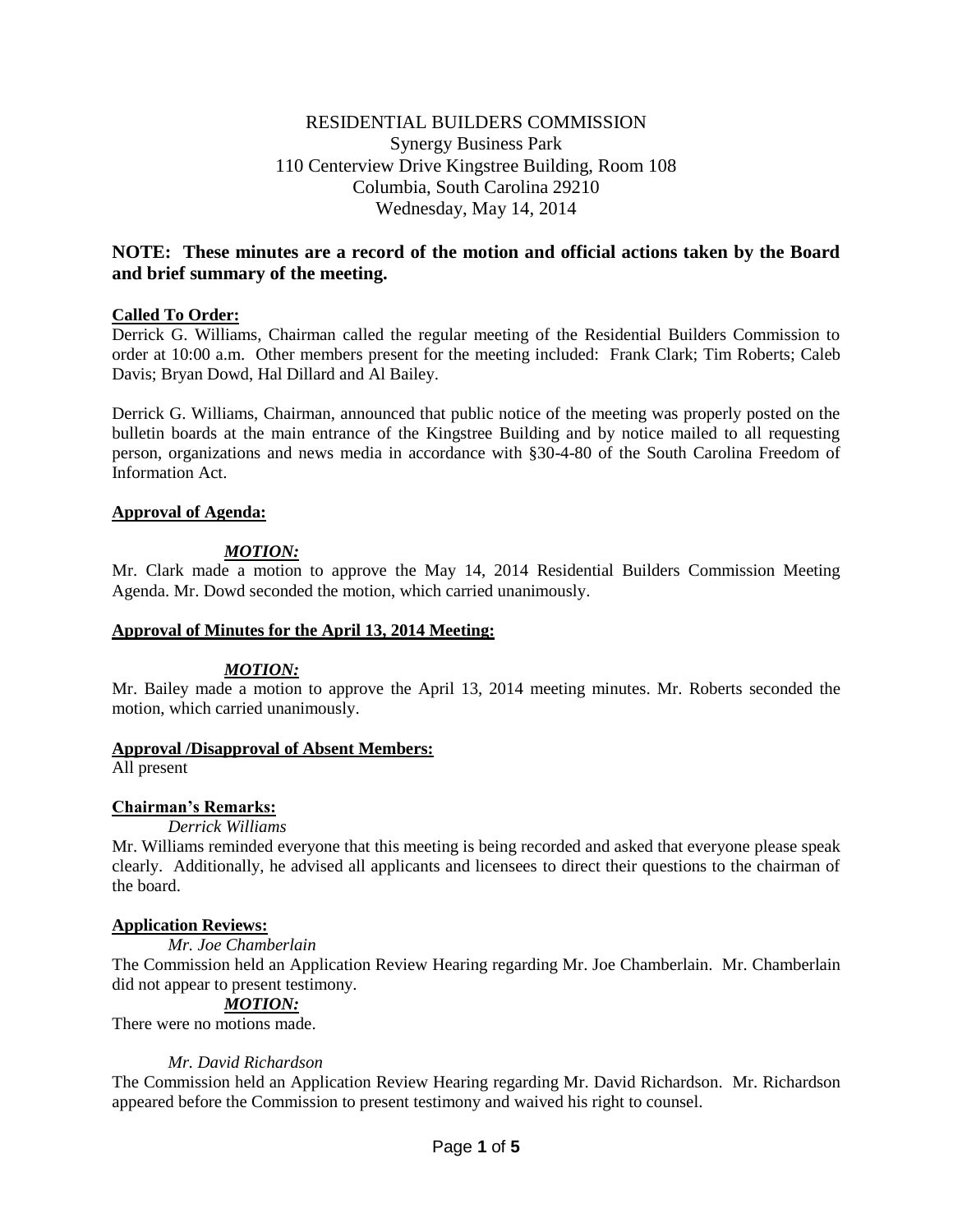RESIDENTIAL BUILDERS COMMISSION
Synergy Business Park
110 Centerview Drive Kingstree Building, Room 108
Columbia, South Carolina 29210
Wednesday, May 14, 2014

**NOTE: These minutes are a record of the motion and official actions taken by the Board and brief summary of the meeting.**

**Called To Order:**

Derrick G. Williams, Chairman called the regular meeting of the Residential Builders Commission to order at 10:00 a.m. Other members present for the meeting included: Frank Clark; Tim Roberts; Caleb Davis; Bryan Dowd, Hal Dillard and Al Bailey.

Derrick G. Williams, Chairman, announced that public notice of the meeting was properly posted on the bulletin boards at the main entrance of the Kingstree Building and by notice mailed to all requesting person, organizations and news media in accordance with §30-4-80 of the South Carolina Freedom of Information Act.

**Approval of Agenda:**

***MOTION:***

Mr. Clark made a motion to approve the May 14, 2014 Residential Builders Commission Meeting Agenda. Mr. Dowd seconded the motion, which carried unanimously.

**Approval of Minutes for the April 13, 2014 Meeting:**

***MOTION:***

Mr. Bailey made a motion to approve the April 13, 2014 meeting minutes. Mr. Roberts seconded the motion, which carried unanimously.

**Approval /Disapproval of Absent Members:**

All present

**Chairman's Remarks:**

*Derrick Williams*

Mr. Williams reminded everyone that this meeting is being recorded and asked that everyone please speak clearly. Additionally, he advised all applicants and licensees to direct their questions to the chairman of the board.

**Application Reviews:**

*Mr. Joe Chamberlain*

The Commission held an Application Review Hearing regarding Mr. Joe Chamberlain. Mr. Chamberlain did not appear to present testimony.

***MOTION:***

There were no motions made.

*Mr. David Richardson*

The Commission held an Application Review Hearing regarding Mr. David Richardson. Mr. Richardson appeared before the Commission to present testimony and waived his right to counsel.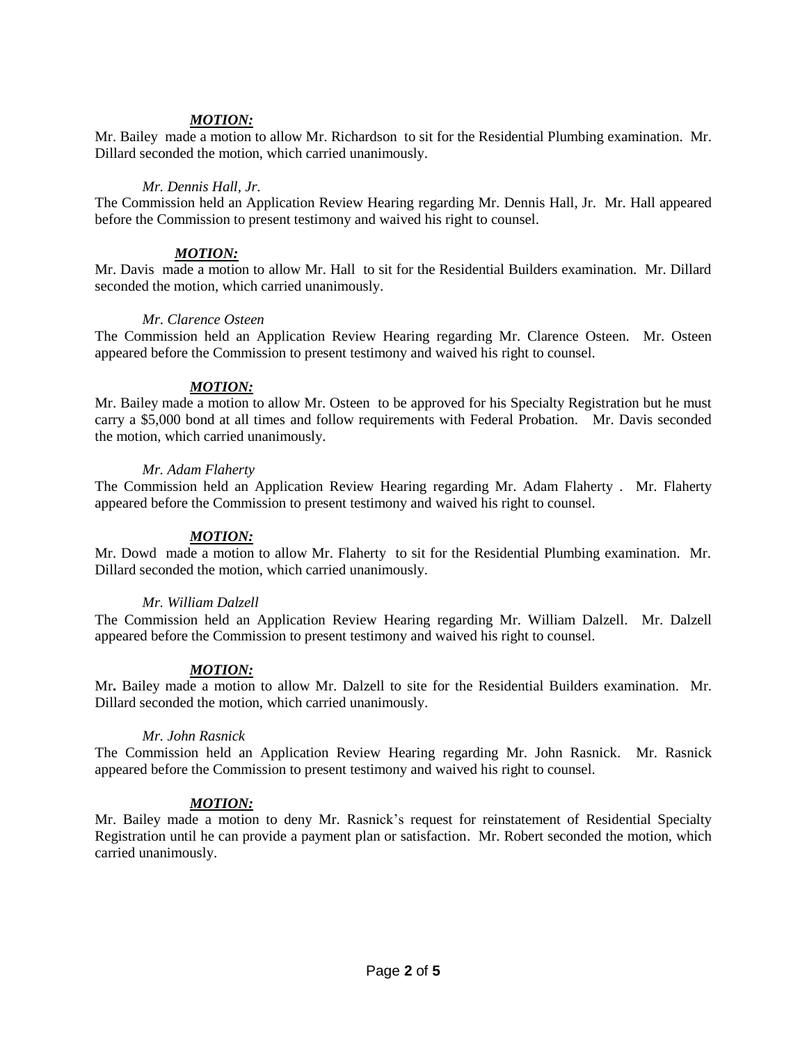***MOTION:***

Mr. Bailey made a motion to allow Mr. Richardson to sit for the Residential Plumbing examination. Mr. Dillard seconded the motion, which carried unanimously.

*Mr. Dennis Hall, Jr.*

The Commission held an Application Review Hearing regarding Mr. Dennis Hall, Jr. Mr. Hall appeared before the Commission to present testimony and waived his right to counsel.

***MOTION:***

Mr. Davis made a motion to allow Mr. Hall to sit for the Residential Builders examination. Mr. Dillard seconded the motion, which carried unanimously.

*Mr. Clarence Osteen*

The Commission held an Application Review Hearing regarding Mr. Clarence Osteen. Mr. Osteen appeared before the Commission to present testimony and waived his right to counsel.

***MOTION:***

Mr. Bailey made a motion to allow Mr. Osteen to be approved for his Specialty Registration but he must carry a $5,000 bond at all times and follow requirements with Federal Probation. Mr. Davis seconded the motion, which carried unanimously.

*Mr. Adam Flaherty*

The Commission held an Application Review Hearing regarding Mr. Adam Flaherty . Mr. Flaherty appeared before the Commission to present testimony and waived his right to counsel.

***MOTION:***

Mr. Dowd made a motion to allow Mr. Flaherty to sit for the Residential Plumbing examination. Mr. Dillard seconded the motion, which carried unanimously.

*Mr. William Dalzell*

The Commission held an Application Review Hearing regarding Mr. William Dalzell. Mr. Dalzell appeared before the Commission to present testimony and waived his right to counsel.

***MOTION:***

Mr**.** Bailey made a motion to allow Mr. Dalzell to site for the Residential Builders examination. Mr. Dillard seconded the motion, which carried unanimously.

*Mr. John Rasnick*

The Commission held an Application Review Hearing regarding Mr. John Rasnick. Mr. Rasnick appeared before the Commission to present testimony and waived his right to counsel.

***MOTION:***

Mr. Bailey made a motion to deny Mr. Rasnick's request for reinstatement of Residential Specialty Registration until he can provide a payment plan or satisfaction. Mr. Robert seconded the motion, which carried unanimously.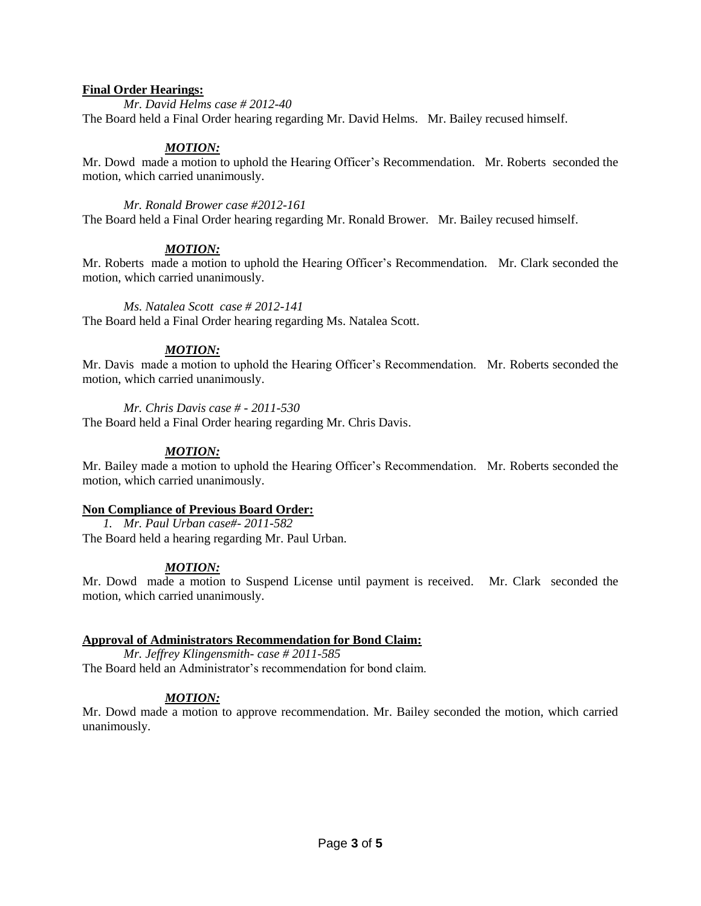**Final Order Hearings:**

*Mr. David Helms case # 2012-40*

The Board held a Final Order hearing regarding Mr. David Helms. Mr. Bailey recused himself.

***MOTION:***

Mr. Dowd made a motion to uphold the Hearing Officer's Recommendation. Mr. Roberts seconded the motion, which carried unanimously.

*Mr. Ronald Brower case #2012-161*

The Board held a Final Order hearing regarding Mr. Ronald Brower. Mr. Bailey recused himself.

***MOTION:***

Mr. Roberts made a motion to uphold the Hearing Officer's Recommendation. Mr. Clark seconded the motion, which carried unanimously.

*Ms. Natalea Scott case # 2012-141*

The Board held a Final Order hearing regarding Ms. Natalea Scott.

***MOTION:***

Mr. Davis made a motion to uphold the Hearing Officer's Recommendation. Mr. Roberts seconded the motion, which carried unanimously.

*Mr. Chris Davis case # - 2011-530*

The Board held a Final Order hearing regarding Mr. Chris Davis.

***MOTION:***

Mr. Bailey made a motion to uphold the Hearing Officer's Recommendation. Mr. Roberts seconded the motion, which carried unanimously.

**Non Compliance of Previous Board Order:**

1. *Mr. Paul Urban case#- 2011-582*

The Board held a hearing regarding Mr. Paul Urban.

***MOTION:***

Mr. Dowd made a motion to Suspend License until payment is received. Mr. Clark seconded the motion, which carried unanimously.

**Approval of Administrators Recommendation for Bond Claim:**

*Mr. Jeffrey Klingensmith- case # 2011-585*

The Board held an Administrator's recommendation for bond claim.

***MOTION:***

Mr. Dowd made a motion to approve recommendation. Mr. Bailey seconded the motion, which carried unanimously.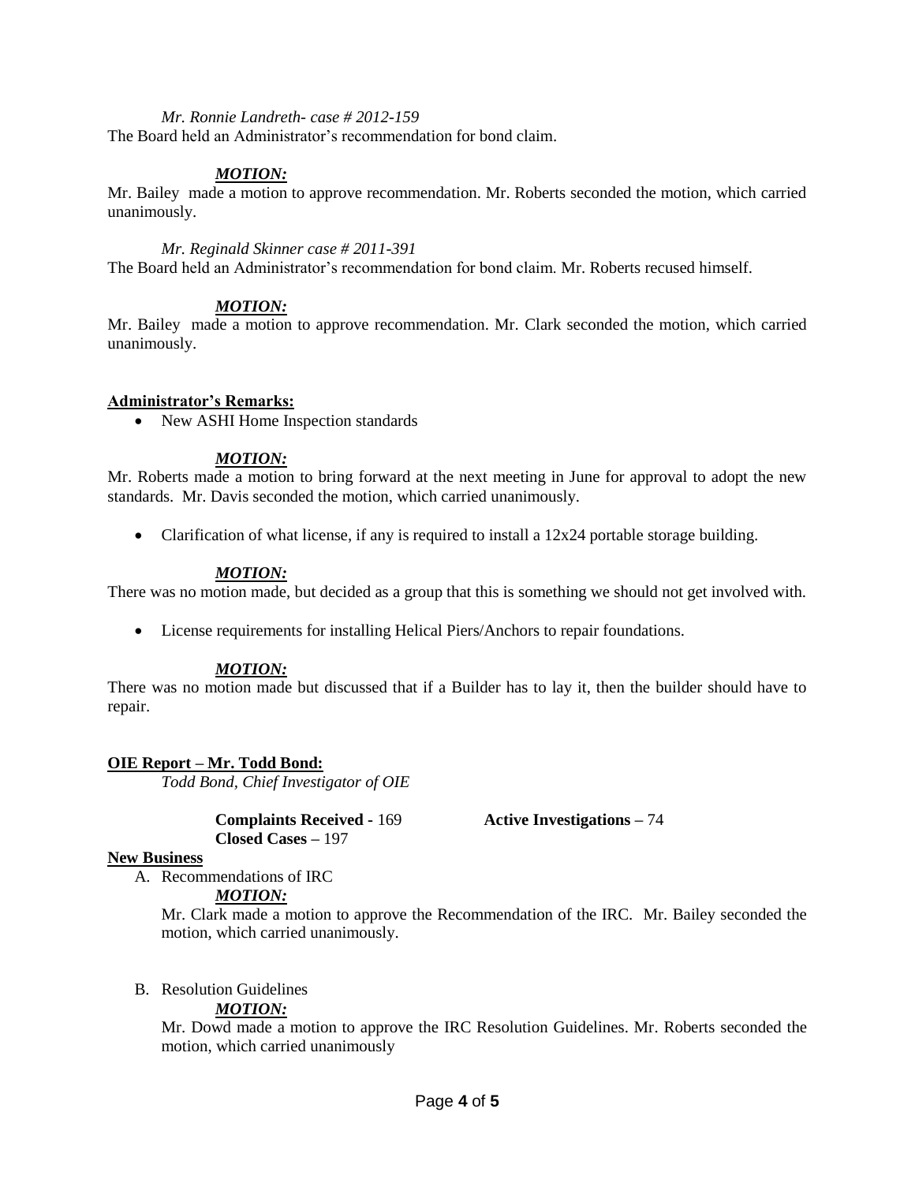*Mr. Ronnie Landreth- case # 2012-159*

The Board held an Administrator's recommendation for bond claim.

***MOTION:***

Mr. Bailey made a motion to approve recommendation. Mr. Roberts seconded the motion, which carried unanimously.

*Mr. Reginald Skinner case # 2011-391*

The Board held an Administrator's recommendation for bond claim. Mr. Roberts recused himself.

***MOTION:***

Mr. Bailey made a motion to approve recommendation. Mr. Clark seconded the motion, which carried unanimously.

**Administrator's Remarks:**

- New ASHI Home Inspection standards

***MOTION:***

Mr. Roberts made a motion to bring forward at the next meeting in June for approval to adopt the new standards. Mr. Davis seconded the motion, which carried unanimously.

- Clarification of what license, if any is required to install a 12x24 portable storage building.

***MOTION:***

There was no motion made, but decided as a group that this is something we should not get involved with.

- License requirements for installing Helical Piers/Anchors to repair foundations.

***MOTION:***

There was no motion made but discussed that if a Builder has to lay it, then the builder should have to repair.

**OIE Report – Mr. Todd Bond:**

*Todd Bond, Chief Investigator of OIE*

**Complaints Received -** 169 **Active Investigations –** 74
**Closed Cases –** 197

**New Business**

A. Recommendations of IRC

***MOTION:***

Mr. Clark made a motion to approve the Recommendation of the IRC. Mr. Bailey seconded the motion, which carried unanimously.

B. Resolution Guidelines

***MOTION:***

Mr. Dowd made a motion to approve the IRC Resolution Guidelines. Mr. Roberts seconded the motion, which carried unanimously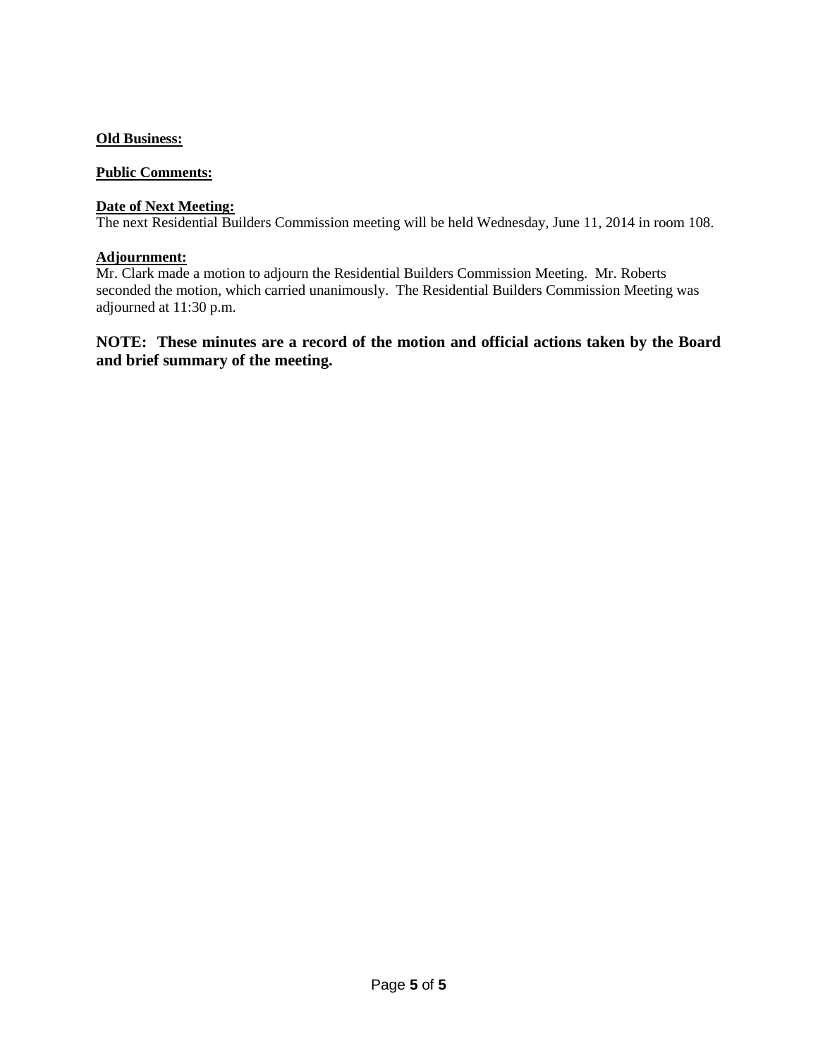**Old Business:**

**Public Comments:**

**Date of Next Meeting:**
The next Residential Builders Commission meeting will be held Wednesday, June 11, 2014 in room 108.

**Adjournment:**
Mr. Clark made a motion to adjourn the Residential Builders Commission Meeting. Mr. Roberts seconded the motion, which carried unanimously. The Residential Builders Commission Meeting was adjourned at 11:30 p.m.

**NOTE: These minutes are a record of the motion and official actions taken by the Board and brief summary of the meeting.**